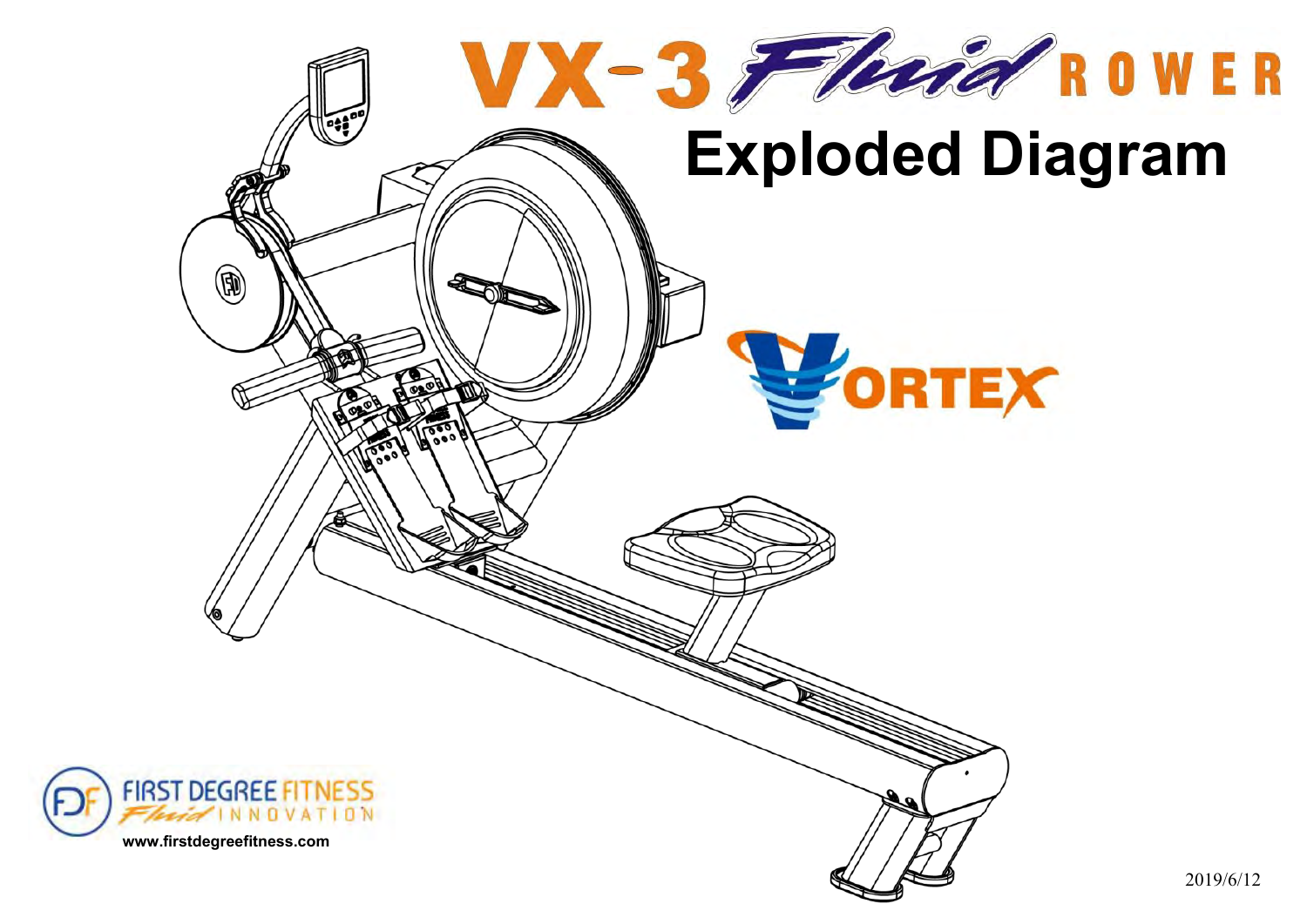# VX-3 Fluid ROWER

## Exploded Diagram

VORTEX

FIRST DEGREE FITNESS
Fluid INNOVATION

www.firstdegreefitness.com

2019/6/12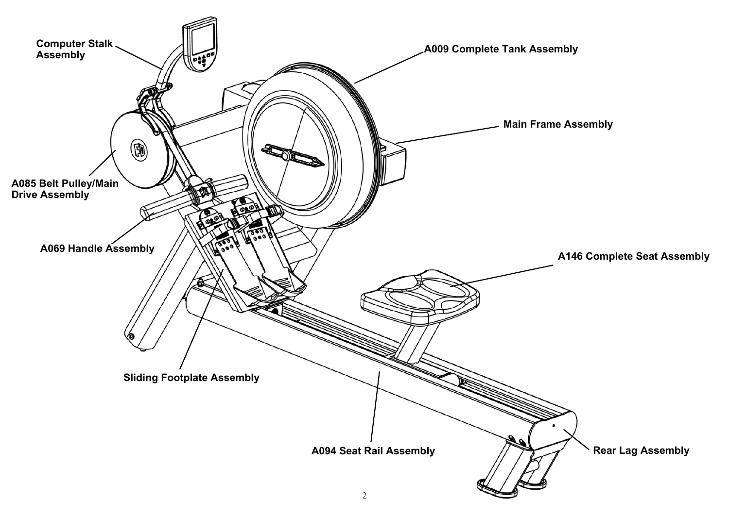Computer Stalk Assembly

A009 Complete Tank Assembly

Main Frame Assembly

A085 Belt Pulley/Main Drive Assembly

A069 Handle Assembly

A146 Complete Seat Assembly

Sliding Footplate Assembly

A094 Seat Rail Assembly

Rear Lag Assembly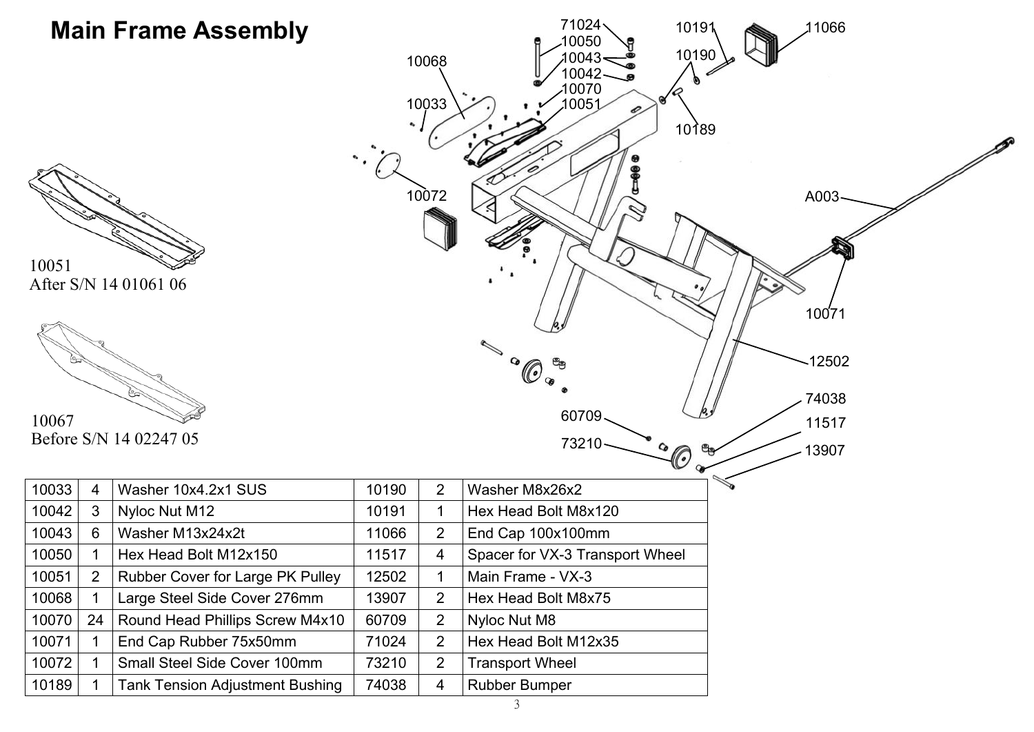# Main Frame Assembly

10051
After S/N 14 01061 06

10067
Before S/N 14 02247 05

| 10033 | 4 | Washer 10x4.2x1 SUS | 10190 | 2 | Washer M8x26x2 |
|---|---|---|---|---|---|
| 10042 | 3 | Nyloc Nut M12 | 10191 | 1 | Hex Head Bolt M8x120 |
| 10043 | 6 | Washer M13x24x2t | 11066 | 2 | End Cap 100x100mm |
| 10050 | 1 | Hex Head Bolt M12x150 | 11517 | 4 | Spacer for VX-3 Transport Wheel |
| 10051 | 2 | Rubber Cover for Large PK Pulley | 12502 | 1 | Main Frame - VX-3 |
| 10068 | 1 | Large Steel Side Cover 276mm | 13907 | 2 | Hex Head Bolt M8x75 |
| 10070 | 24 | Round Head Phillips Screw M4x10 | 60709 | 2 | Nyloc Nut M8 |
| 10071 | 1 | End Cap Rubber 75x50mm | 71024 | 2 | Hex Head Bolt M12x35 |
| 10072 | 1 | Small Steel Side Cover 100mm | 73210 | 2 | Transport Wheel |
| 10189 | 1 | Tank Tension Adjustment Bushing | 74038 | 4 | Rubber Bumper |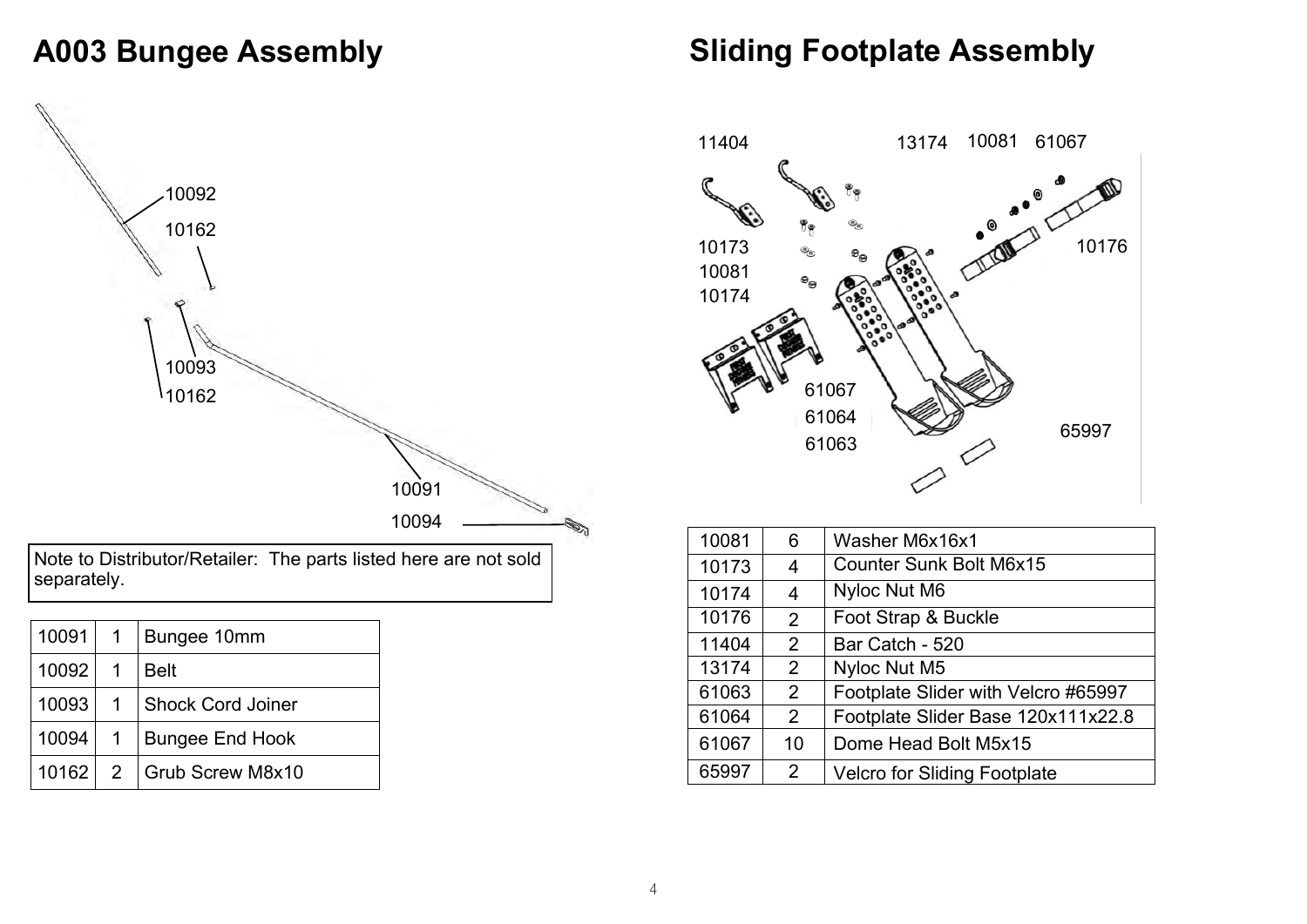# A003 Bungee Assembly

Note to Distributor/Retailer: The parts listed here are not sold separately.

| 10091 | 1 | Bungee 10mm |
|---|---|---|
| 10092 | 1 | Belt |
| 10093 | 1 | Shock Cord Joiner |
| 10094 | 1 | Bungee End Hook |
| 10162 | 2 | Grub Screw M8x10 |

# Sliding Footplate Assembly

| 10081 | 6 | Washer M6x16x1 |
|---|---|---|
| 10173 | 4 | Counter Sunk Bolt M6x15 |
| 10174 | 4 | Nyloc Nut M6 |
| 10176 | 2 | Foot Strap & Buckle |
| 11404 | 2 | Bar Catch - 520 |
| 13174 | 2 | Nyloc Nut M5 |
| 61063 | 2 | Footplate Slider with Velcro #65997 |
| 61064 | 2 | Footplate Slider Base 120x111x22.8 |
| 61067 | 10 | Dome Head Bolt M5x15 |
| 65997 | 2 | Velcro for Sliding Footplate |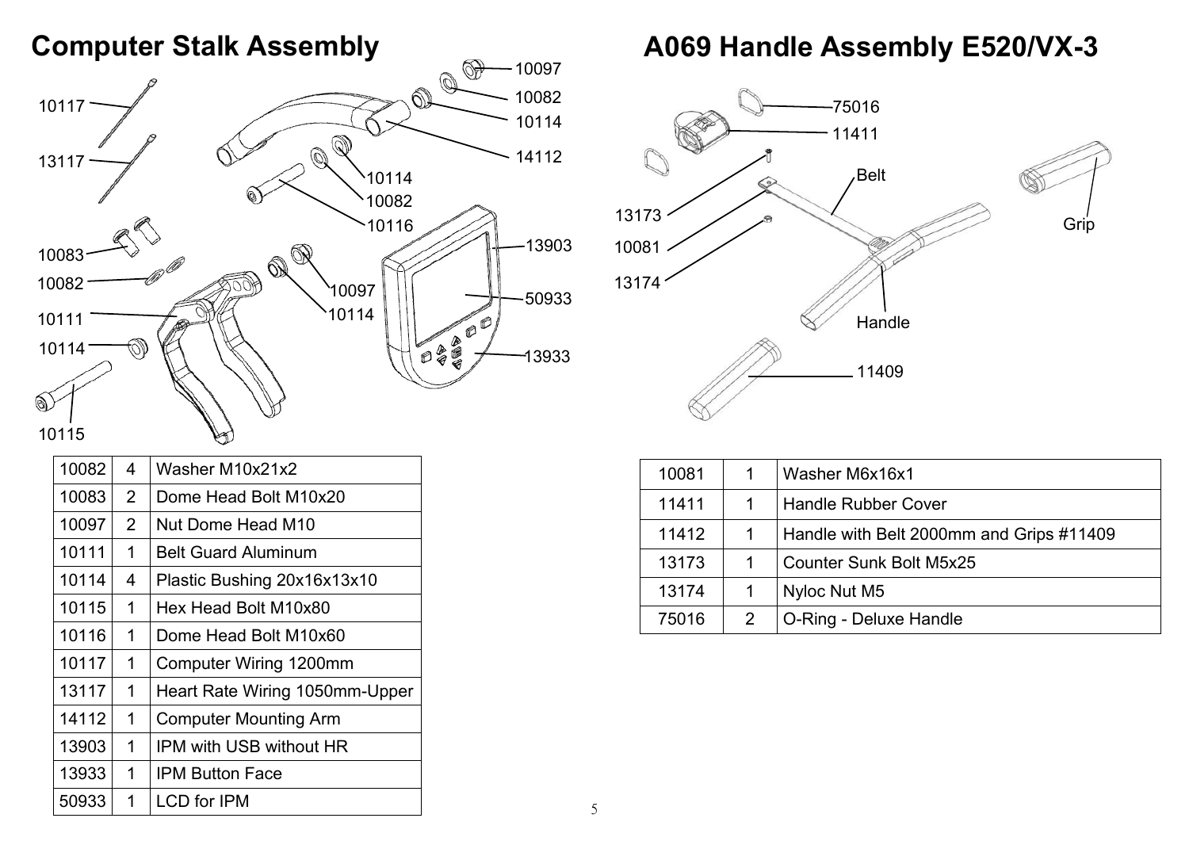## Computer Stalk Assembly

| | | |
|---|---|---|
| 10082 | 4 | Washer M10x21x2 |
| 10083 | 2 | Dome Head Bolt M10x20 |
| 10097 | 2 | Nut Dome Head M10 |
| 10111 | 1 | Belt Guard Aluminum |
| 10114 | 4 | Plastic Bushing 20x16x13x10 |
| 10115 | 1 | Hex Head Bolt M10x80 |
| 10116 | 1 | Dome Head Bolt M10x60 |
| 10117 | 1 | Computer Wiring 1200mm |
| 13117 | 1 | Heart Rate Wiring 1050mm-Upper |
| 14112 | 1 | Computer Mounting Arm |
| 13903 | 1 | IPM with USB without HR |
| 13933 | 1 | IPM Button Face |
| 50933 | 1 | LCD for IPM |

## A069 Handle Assembly E520/VX-3

| | | |
|---|---|---|
| 10081 | 1 | Washer M6x16x1 |
| 11411 | 1 | Handle Rubber Cover |
| 11412 | 1 | Handle with Belt 2000mm and Grips #11409 |
| 13173 | 1 | Counter Sunk Bolt M5x25 |
| 13174 | 1 | Nyloc Nut M5 |
| 75016 | 2 | O-Ring - Deluxe Handle |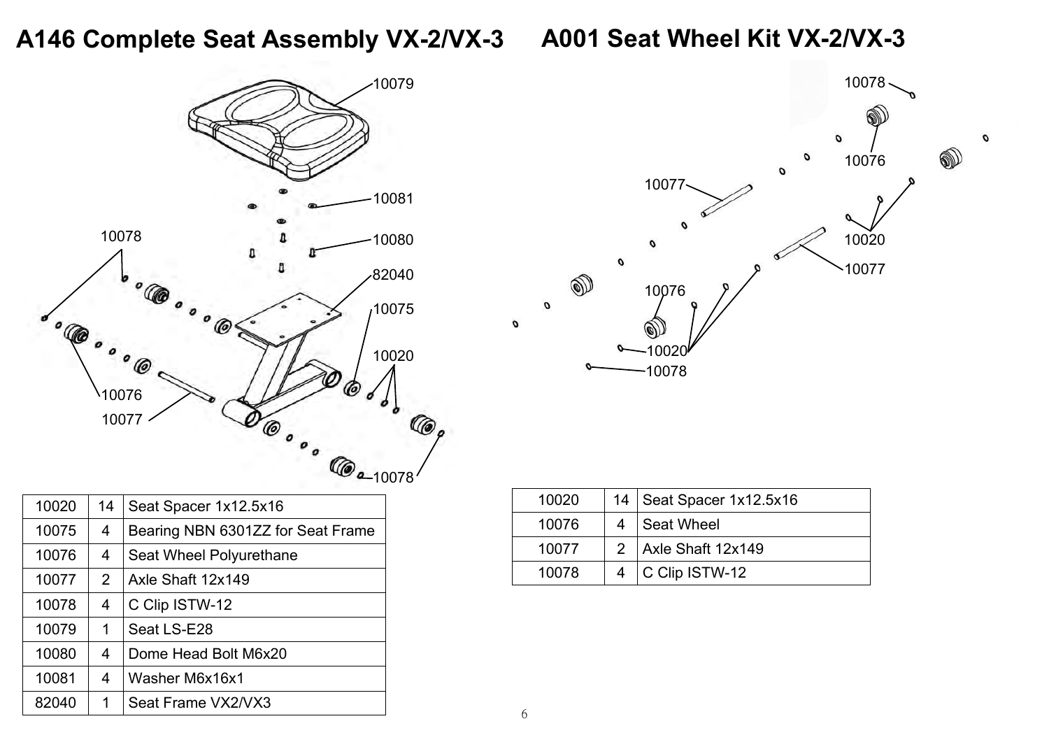# A146 Complete Seat Assembly VX-2/VX-3

| | | |
|---|---|---|
| 10020 | 14 | Seat Spacer 1x12.5x16 |
| 10075 | 4 | Bearing NBN 6301ZZ for Seat Frame |
| 10076 | 4 | Seat Wheel Polyurethane |
| 10077 | 2 | Axle Shaft 12x149 |
| 10078 | 4 | C Clip ISTW-12 |
| 10079 | 1 | Seat LS-E28 |
| 10080 | 4 | Dome Head Bolt M6x20 |
| 10081 | 4 | Washer M6x16x1 |
| 82040 | 1 | Seat Frame VX2/VX3 |

# A001 Seat Wheel Kit VX-2/VX-3

| | | |
|---|---|---|
| 10020 | 14 | Seat Spacer 1x12.5x16 |
| 10076 | 4 | Seat Wheel |
| 10077 | 2 | Axle Shaft 12x149 |
| 10078 | 4 | C Clip ISTW-12 |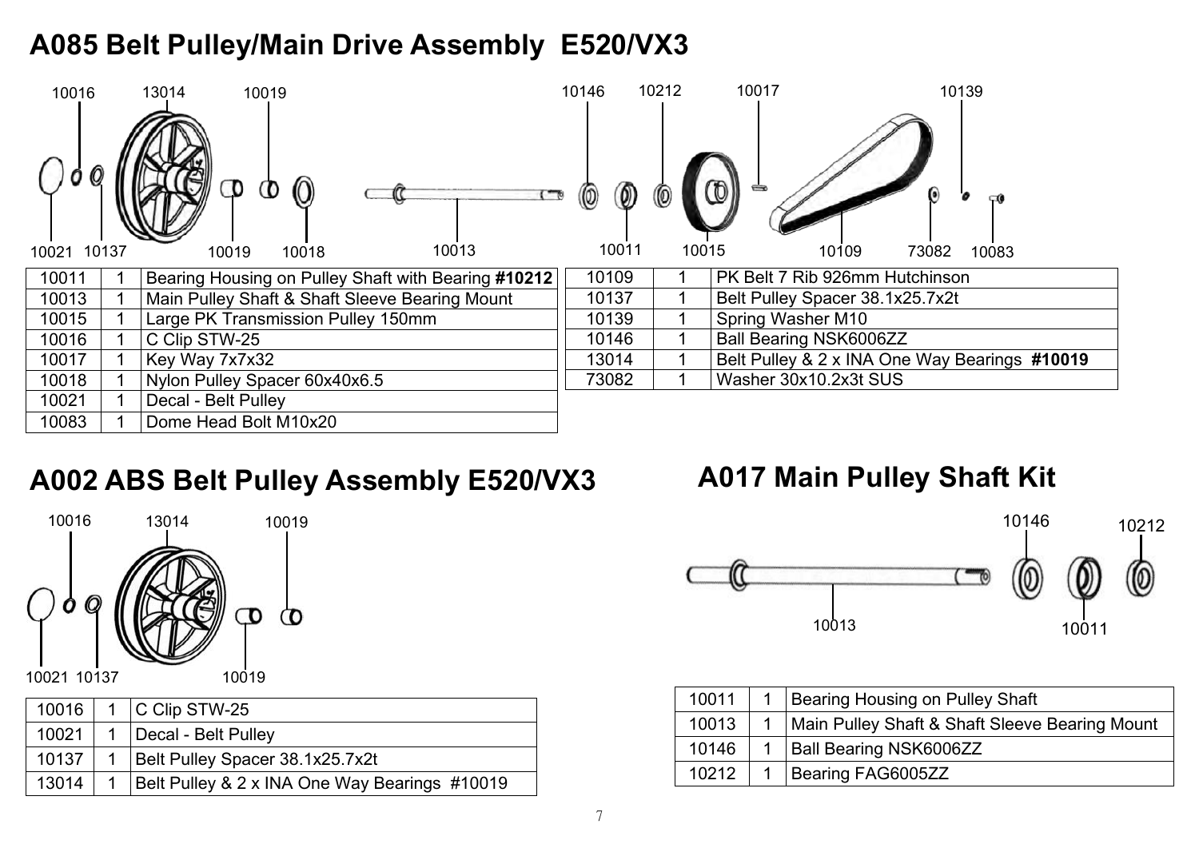# A085 Belt Pulley/Main Drive Assembly E520/VX3

| Part No. | Qty | Description |
|---|---|---|
| 10011 | 1 | Bearing Housing on Pulley Shaft with Bearing **#10212** |
| 10013 | 1 | Main Pulley Shaft & Shaft Sleeve Bearing Mount |
| 10015 | 1 | Large PK Transmission Pulley 150mm |
| 10016 | 1 | C Clip STW-25 |
| 10017 | 1 | Key Way 7x7x32 |
| 10018 | 1 | Nylon Pulley Spacer 60x40x6.5 |
| 10021 | 1 | Decal - Belt Pulley |
| 10083 | 1 | Dome Head Bolt M10x20 |
| 10109 | 1 | PK Belt 7 Rib 926mm Hutchinson |
| 10137 | 1 | Belt Pulley Spacer 38.1x25.7x2t |
| 10139 | 1 | Spring Washer M10 |
| 10146 | 1 | Ball Bearing NSK6006ZZ |
| 13014 | 1 | Belt Pulley & 2 x INA One Way Bearings **#10019** |
| 73082 | 1 | Washer 30x10.2x3t SUS |

# A002 ABS Belt Pulley Assembly E520/VX3

| Part No. | Qty | Description |
|---|---|---|
| 10016 | 1 | C Clip STW-25 |
| 10021 | 1 | Decal - Belt Pulley |
| 10137 | 1 | Belt Pulley Spacer 38.1x25.7x2t |
| 13014 | 1 | Belt Pulley & 2 x INA One Way Bearings #10019 |

# A017 Main Pulley Shaft Kit

| Part No. | Qty | Description |
|---|---|---|
| 10011 | 1 | Bearing Housing on Pulley Shaft |
| 10013 | 1 | Main Pulley Shaft & Shaft Sleeve Bearing Mount |
| 10146 | 1 | Ball Bearing NSK6006ZZ |
| 10212 | 1 | Bearing FAG6005ZZ |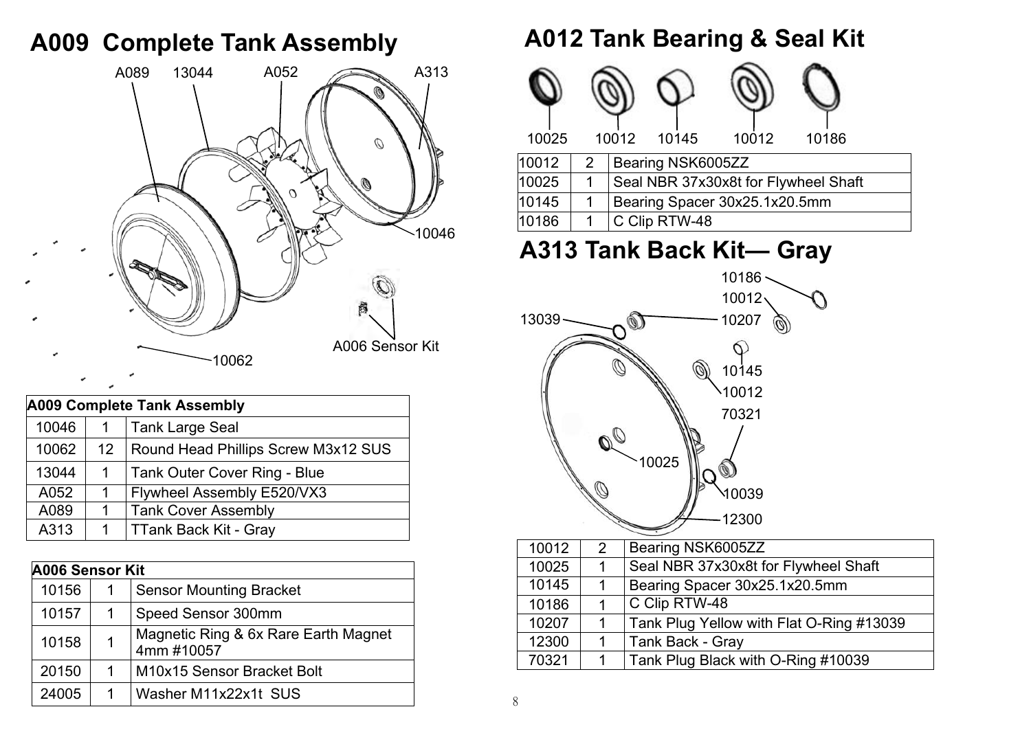# A009 Complete Tank Assembly

A089 13044 A052 A313

10046

A006 Sensor Kit

10062

| A009 Complete Tank Assembly | | |
|---|---|---|
| 10046 | 1 | Tank Large Seal |
| 10062 | 12 | Round Head Phillips Screw M3x12 SUS |
| 13044 | 1 | Tank Outer Cover Ring - Blue |
| A052 | 1 | Flywheel Assembly E520/VX3 |
| A089 | 1 | Tank Cover Assembly |
| A313 | 1 | TTank Back Kit - Gray |

| A006 Sensor Kit | | |
|---|---|---|
| 10156 | 1 | Sensor Mounting Bracket |
| 10157 | 1 | Speed Sensor 300mm |
| 10158 | 1 | Magnetic Ring & 6x Rare Earth Magnet 4mm #10057 |
| 20150 | 1 | M10x15 Sensor Bracket Bolt |
| 24005 | 1 | Washer M11x22x1t SUS |

# A012 Tank Bearing & Seal Kit

10025 10012 10145 10012 10186

| 10012 | 2 | Bearing NSK6005ZZ |
|---|---|---|
| 10025 | 1 | Seal NBR 37x30x8t for Flywheel Shaft |
| 10145 | 1 | Bearing Spacer 30x25.1x20.5mm |
| 10186 | 1 | C Clip RTW-48 |

# A313 Tank Back Kit— Gray

10186 10012 13039 10207 10145 10012 70321 10025 10039 12300

| 10012 | 2 | Bearing NSK6005ZZ |
|---|---|---|
| 10025 | 1 | Seal NBR 37x30x8t for Flywheel Shaft |
| 10145 | 1 | Bearing Spacer 30x25.1x20.5mm |
| 10186 | 1 | C Clip RTW-48 |
| 10207 | 1 | Tank Plug Yellow with Flat O-Ring #13039 |
| 12300 | 1 | Tank Back - Gray |
| 70321 | 1 | Tank Plug Black with O-Ring #10039 |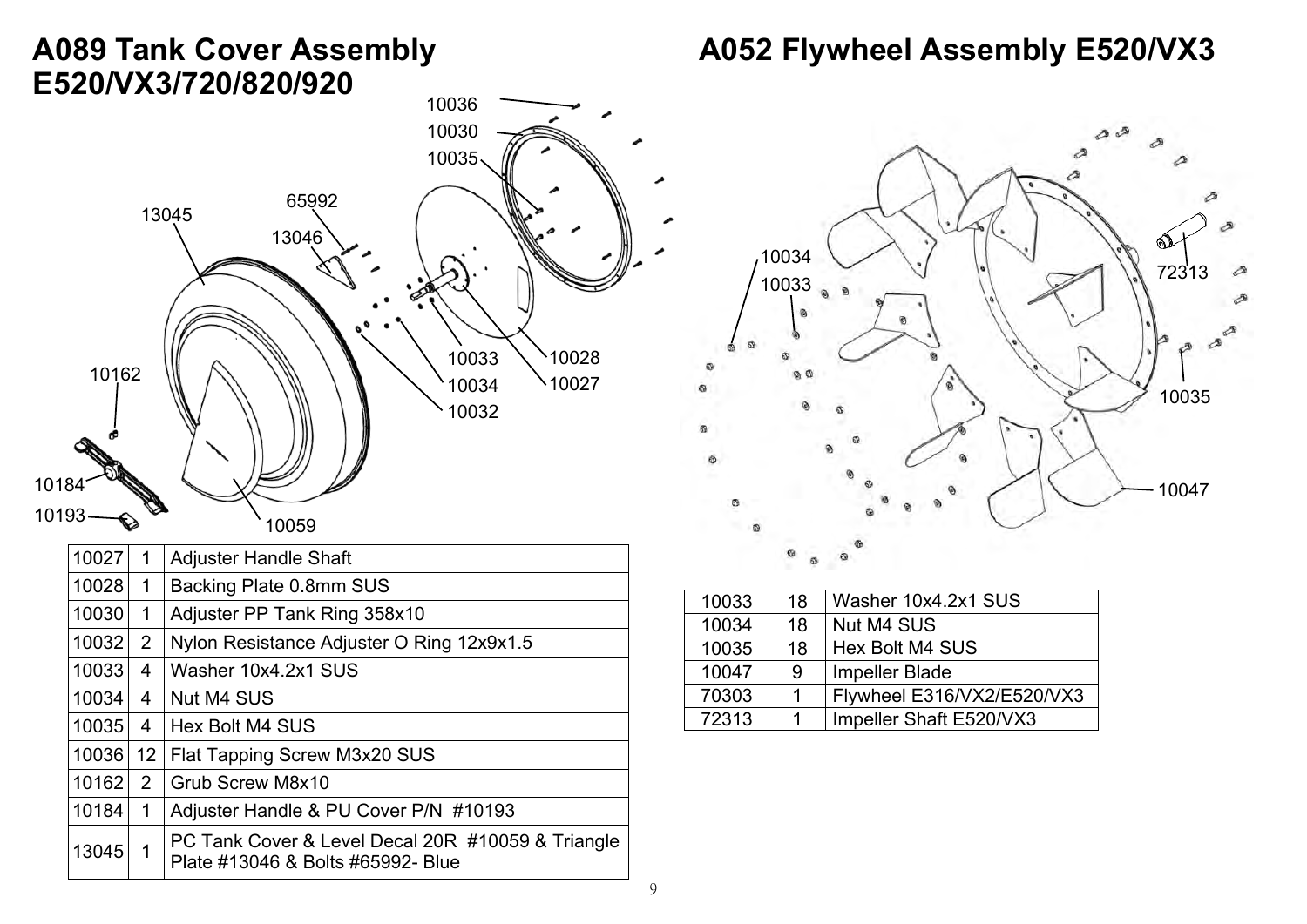## A089 Tank Cover Assembly E520/VX3/720/820/920

| | | |
|---|---|---|
| 10027 | 1 | Adjuster Handle Shaft |
| 10028 | 1 | Backing Plate 0.8mm SUS |
| 10030 | 1 | Adjuster PP Tank Ring 358x10 |
| 10032 | 2 | Nylon Resistance Adjuster O Ring 12x9x1.5 |
| 10033 | 4 | Washer 10x4.2x1 SUS |
| 10034 | 4 | Nut M4 SUS |
| 10035 | 4 | Hex Bolt M4 SUS |
| 10036 | 12 | Flat Tapping Screw M3x20 SUS |
| 10162 | 2 | Grub Screw M8x10 |
| 10184 | 1 | Adjuster Handle & PU Cover P/N #10193 |
| 13045 | 1 | PC Tank Cover & Level Decal 20R #10059 & Triangle Plate #13046 & Bolts #65992- Blue |

## A052 Flywheel Assembly E520/VX3

| | | |
|---|---|---|
| 10033 | 18 | Washer 10x4.2x1 SUS |
| 10034 | 18 | Nut M4 SUS |
| 10035 | 18 | Hex Bolt M4 SUS |
| 10047 | 9 | Impeller Blade |
| 70303 | 1 | Flywheel E316/VX2/E520/VX3 |
| 72313 | 1 | Impeller Shaft E520/VX3 |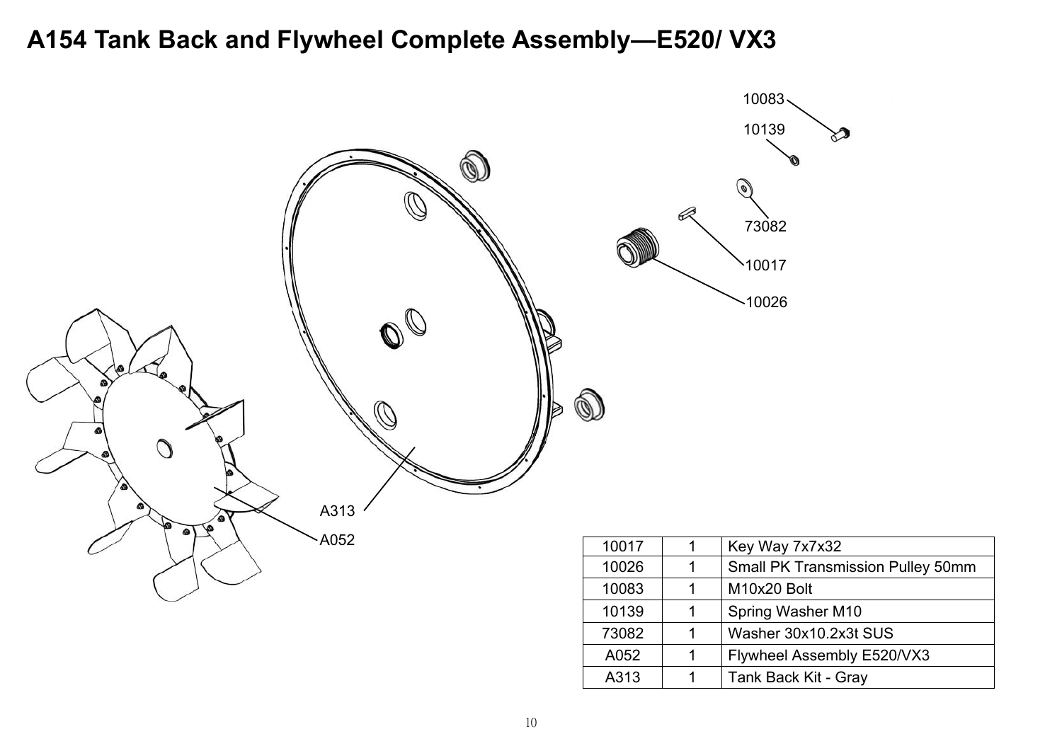# A154 Tank Back and Flywheel Complete Assembly—E520/ VX3

10083

10139

73082

10017

10026

A313

A052

| 10017 | 1 | Key Way 7x7x32 |
|---|---|---|
| 10026 | 1 | Small PK Transmission Pulley 50mm |
| 10083 | 1 | M10x20 Bolt |
| 10139 | 1 | Spring Washer M10 |
| 73082 | 1 | Washer 30x10.2x3t SUS |
| A052 | 1 | Flywheel Assembly E520/VX3 |
| A313 | 1 | Tank Back Kit - Gray |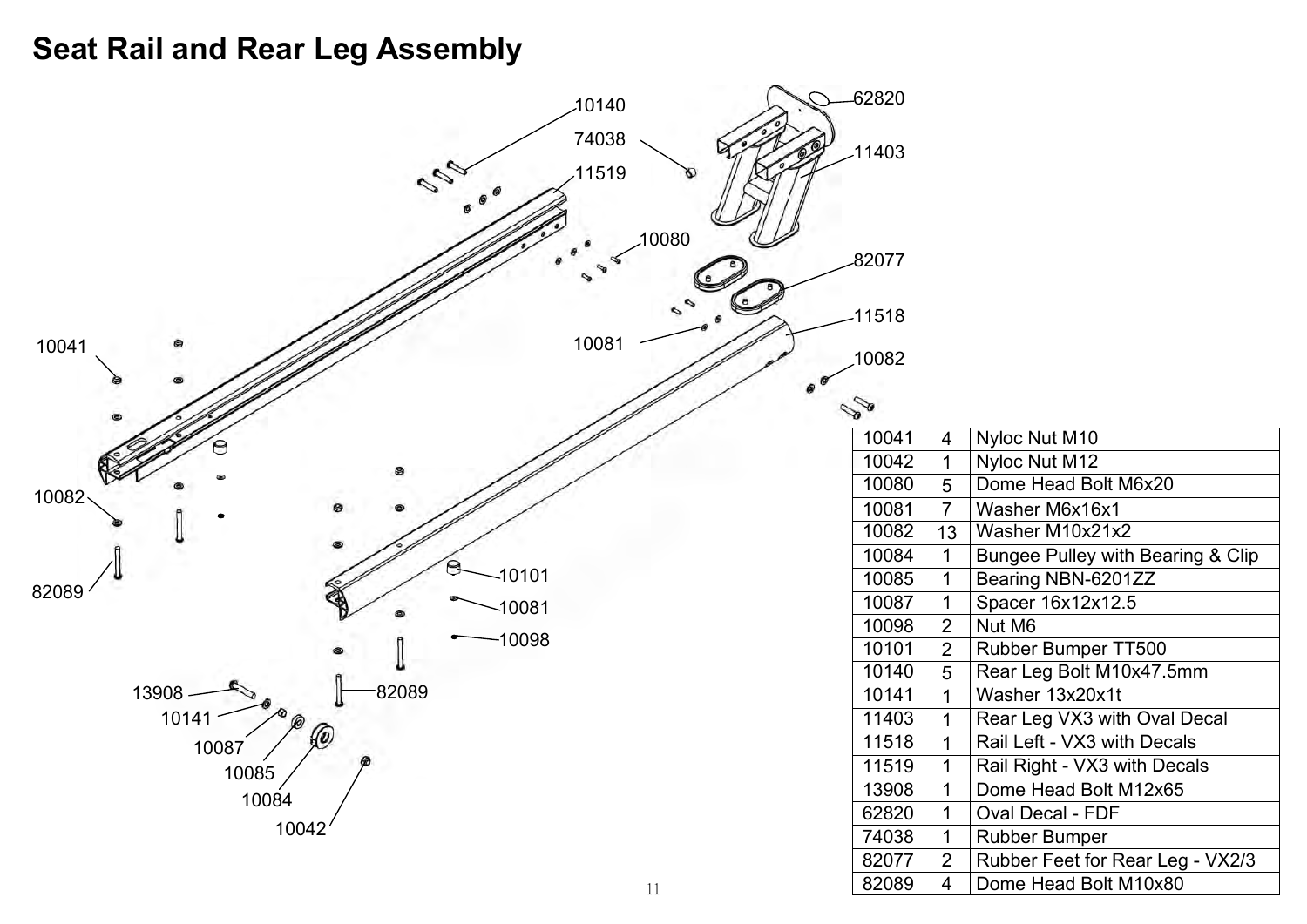# Seat Rail and Rear Leg Assembly

| | | |
|---|---|---|
| 10041 | 4 | Nyloc Nut M10 |
| 10042 | 1 | Nyloc Nut M12 |
| 10080 | 5 | Dome Head Bolt M6x20 |
| 10081 | 7 | Washer M6x16x1 |
| 10082 | 13 | Washer M10x21x2 |
| 10084 | 1 | Bungee Pulley with Bearing & Clip |
| 10085 | 1 | Bearing NBN-6201ZZ |
| 10087 | 1 | Spacer 16x12x12.5 |
| 10098 | 2 | Nut M6 |
| 10101 | 2 | Rubber Bumper TT500 |
| 10140 | 5 | Rear Leg Bolt M10x47.5mm |
| 10141 | 1 | Washer 13x20x1t |
| 11403 | 1 | Rear Leg VX3 with Oval Decal |
| 11518 | 1 | Rail Left - VX3 with Decals |
| 11519 | 1 | Rail Right - VX3 with Decals |
| 13908 | 1 | Dome Head Bolt M12x65 |
| 62820 | 1 | Oval Decal - FDF |
| 74038 | 1 | Rubber Bumper |
| 82077 | 2 | Rubber Feet for Rear Leg - VX2/3 |
| 82089 | 4 | Dome Head Bolt M10x80 |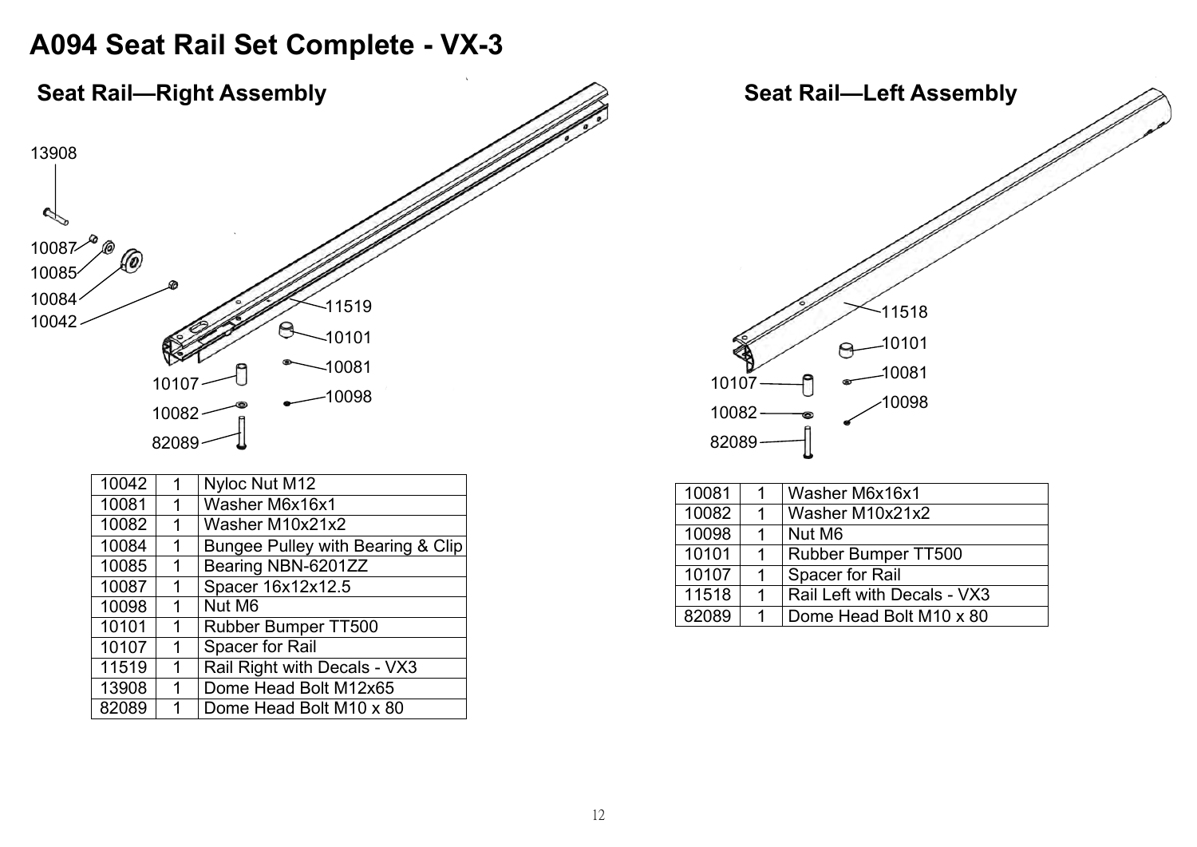# A094 Seat Rail Set Complete - VX-3

## Seat Rail—Right Assembly

| | | |
|---|---|---|
| 10042 | 1 | Nyloc Nut M12 |
| 10081 | 1 | Washer M6x16x1 |
| 10082 | 1 | Washer M10x21x2 |
| 10084 | 1 | Bungee Pulley with Bearing & Clip |
| 10085 | 1 | Bearing NBN-6201ZZ |
| 10087 | 1 | Spacer 16x12x12.5 |
| 10098 | 1 | Nut M6 |
| 10101 | 1 | Rubber Bumper TT500 |
| 10107 | 1 | Spacer for Rail |
| 11519 | 1 | Rail Right with Decals - VX3 |
| 13908 | 1 | Dome Head Bolt M12x65 |
| 82089 | 1 | Dome Head Bolt M10 x 80 |

## Seat Rail—Left Assembly

| | | |
|---|---|---|
| 10081 | 1 | Washer M6x16x1 |
| 10082 | 1 | Washer M10x21x2 |
| 10098 | 1 | Nut M6 |
| 10101 | 1 | Rubber Bumper TT500 |
| 10107 | 1 | Spacer for Rail |
| 11518 | 1 | Rail Left with Decals - VX3 |
| 82089 | 1 | Dome Head Bolt M10 x 80 |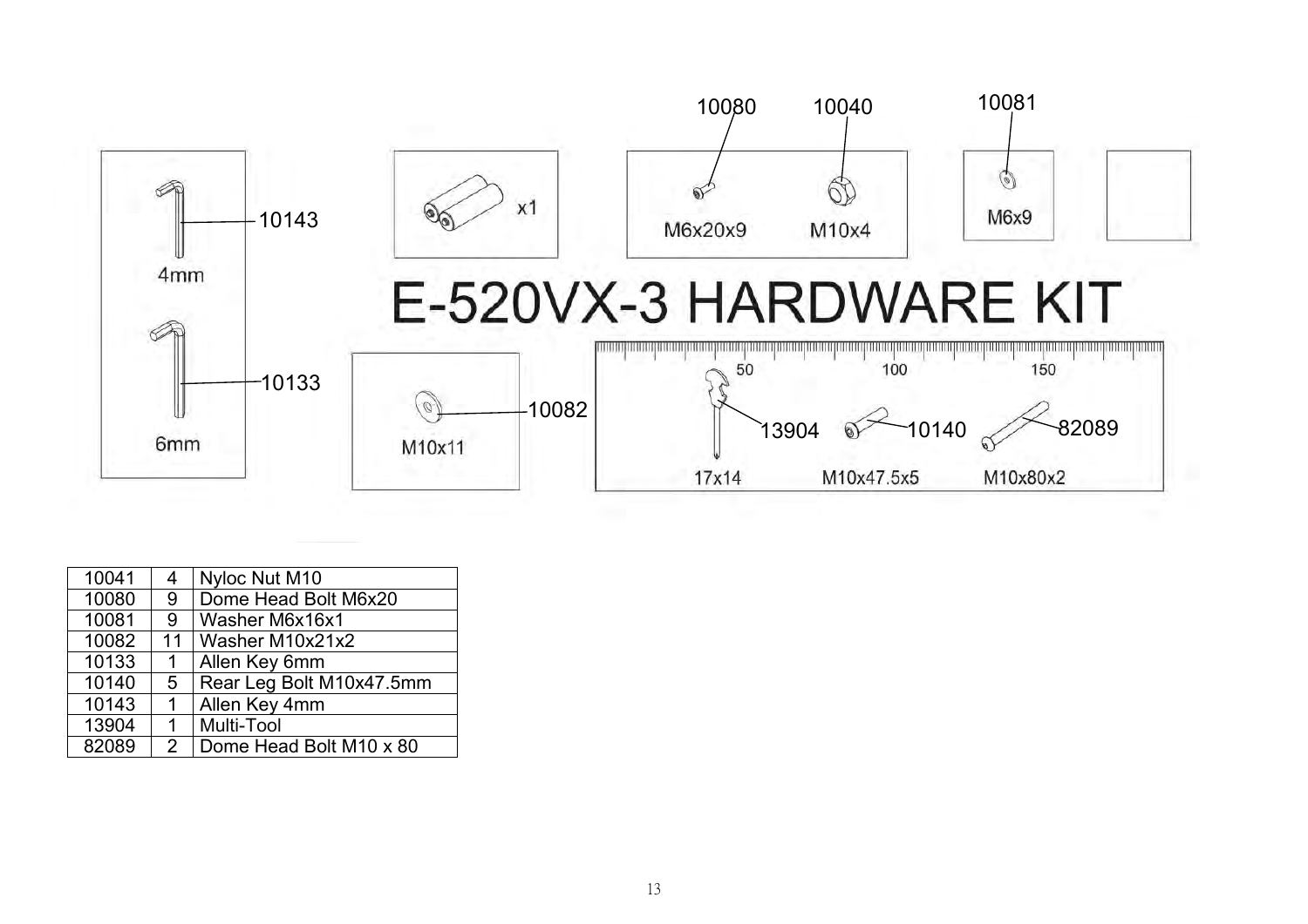# E-520VX-3 HARDWARE KIT

10143
4mm

10133
6mm

x1

10080
M6x20x9

10040
M10x4

10081
M6x9

10082
M10x11

50 100 150

13904
17x14

10140
M10x47.5x5

82089
M10x80x2

| | | |
|---|---|---|
| 10041 | 4 | Nyloc Nut M10 |
| 10080 | 9 | Dome Head Bolt M6x20 |
| 10081 | 9 | Washer M6x16x1 |
| 10082 | 11 | Washer M10x21x2 |
| 10133 | 1 | Allen Key 6mm |
| 10140 | 5 | Rear Leg Bolt M10x47.5mm |
| 10143 | 1 | Allen Key 4mm |
| 13904 | 1 | Multi-Tool |
| 82089 | 2 | Dome Head Bolt M10 x 80 |